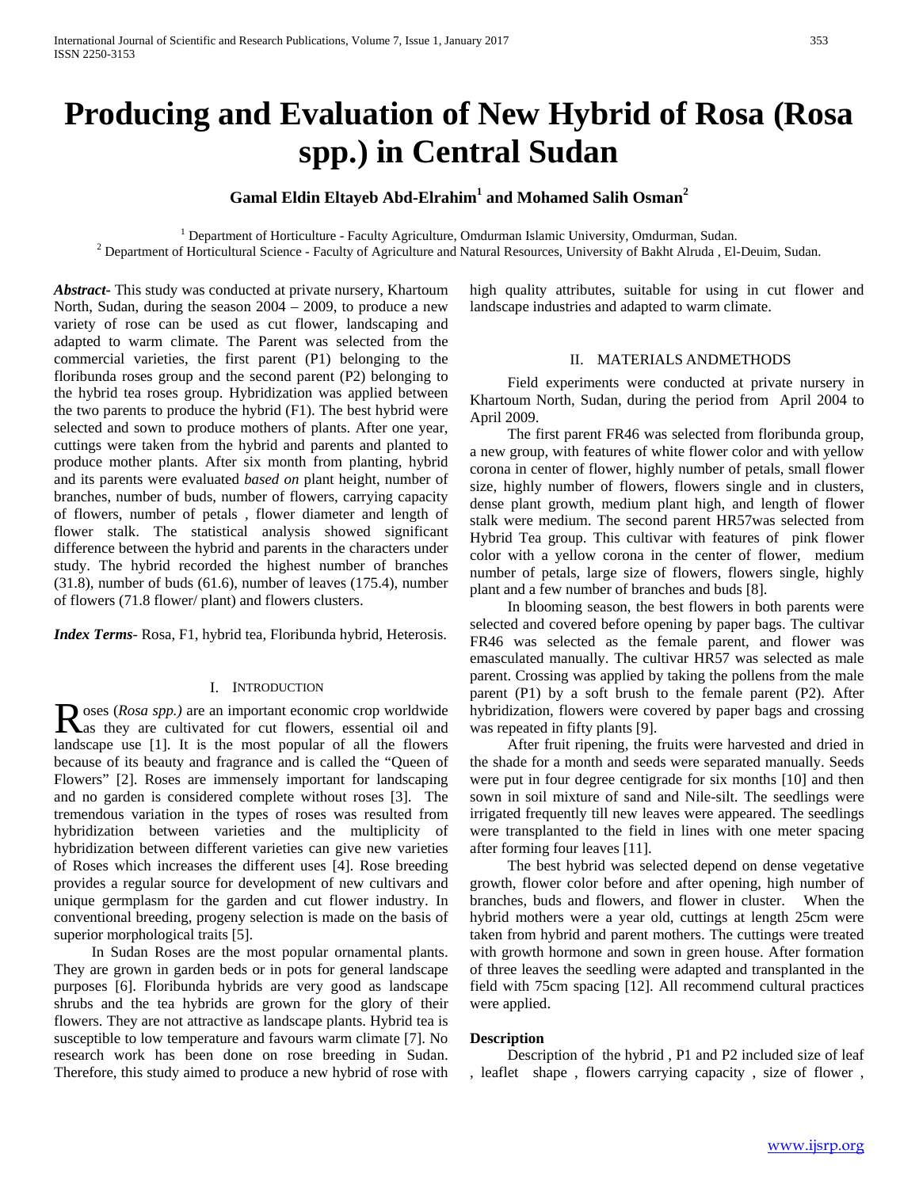# Producing and Evaluation of New Hybrid of Rosa (Rosa spp.) in Central Sudan

**Gamal Eldin Eltayeb Abd-Elrahim[1] and Mohamed Salih Osman[2]**

[1] Department of Horticulture - Faculty Agriculture, Omdurman Islamic University, Omdurman, Sudan.
[2] Department of Horticultural Science - Faculty of Agriculture and Natural Resources, University of Bakht Alruda , El-Deuim, Sudan.

***Abstract-*** This study was conducted at private nursery, Khartoum North, Sudan, during the season 2004 – 2009, to produce a new variety of rose can be used as cut flower, landscaping and adapted to warm climate. The Parent was selected from the commercial varieties, the first parent (P1) belonging to the floribunda roses group and the second parent (P2) belonging to the hybrid tea roses group. Hybridization was applied between the two parents to produce the hybrid (F1). The best hybrid were selected and sown to produce mothers of plants. After one year, cuttings were taken from the hybrid and parents and planted to produce mother plants. After six month from planting, hybrid and its parents were evaluated *based on* plant height, number of branches, number of buds, number of flowers, carrying capacity of flowers, number of petals , flower diameter and length of flower stalk. The statistical analysis showed significant difference between the hybrid and parents in the characters under study. The hybrid recorded the highest number of branches (31.8), number of buds (61.6), number of leaves (175.4), number of flowers (71.8 flower/ plant) and flowers clusters.

***Index Terms-*** Rosa, F1, hybrid tea, Floribunda hybrid, Heterosis.

## I. Introduction

Roses (*Rosa spp.)* are an important economic crop worldwide as they are cultivated for cut flowers, essential oil and landscape use [1]. It is the most popular of all the flowers because of its beauty and fragrance and is called the "Queen of Flowers" [2]. Roses are immensely important for landscaping and no garden is considered complete without roses [3]. The tremendous variation in the types of roses was resulted from hybridization between varieties and the multiplicity of hybridization between different varieties can give new varieties of Roses which increases the different uses [4]. Rose breeding provides a regular source for development of new cultivars and unique germplasm for the garden and cut flower industry. In conventional breeding, progeny selection is made on the basis of superior morphological traits [5].

In Sudan Roses are the most popular ornamental plants. They are grown in garden beds or in pots for general landscape purposes [6]. Floribunda hybrids are very good as landscape shrubs and the tea hybrids are grown for the glory of their flowers. They are not attractive as landscape plants. Hybrid tea is susceptible to low temperature and favours warm climate [7]. No research work has been done on rose breeding in Sudan. Therefore, this study aimed to produce a new hybrid of rose with high quality attributes, suitable for using in cut flower and landscape industries and adapted to warm climate.

## II. Materials andMethods

Field experiments were conducted at private nursery in Khartoum North, Sudan, during the period from April 2004 to April 2009.

The first parent FR46 was selected from floribunda group, a new group, with features of white flower color and with yellow corona in center of flower, highly number of petals, small flower size, highly number of flowers, flowers single and in clusters, dense plant growth, medium plant high, and length of flower stalk were medium. The second parent HR57was selected from Hybrid Tea group. This cultivar with features of pink flower color with a yellow corona in the center of flower, medium number of petals, large size of flowers, flowers single, highly plant and a few number of branches and buds [8].

In blooming season, the best flowers in both parents were selected and covered before opening by paper bags. The cultivar FR46 was selected as the female parent, and flower was emasculated manually. The cultivar HR57 was selected as male parent. Crossing was applied by taking the pollens from the male parent (P1) by a soft brush to the female parent (P2). After hybridization, flowers were covered by paper bags and crossing was repeated in fifty plants [9].

After fruit ripening, the fruits were harvested and dried in the shade for a month and seeds were separated manually. Seeds were put in four degree centigrade for six months [10] and then sown in soil mixture of sand and Nile-silt. The seedlings were irrigated frequently till new leaves were appeared. The seedlings were transplanted to the field in lines with one meter spacing after forming four leaves [11].

The best hybrid was selected depend on dense vegetative growth, flower color before and after opening, high number of branches, buds and flowers, and flower in cluster. When the hybrid mothers were a year old, cuttings at length 25cm were taken from hybrid and parent mothers. The cuttings were treated with growth hormone and sown in green house. After formation of three leaves the seedling were adapted and transplanted in the field with 75cm spacing [12]. All recommend cultural practices were applied.

### Description

Description of the hybrid , P1 and P2 included size of leaf , leaflet shape , flowers carrying capacity , size of flower ,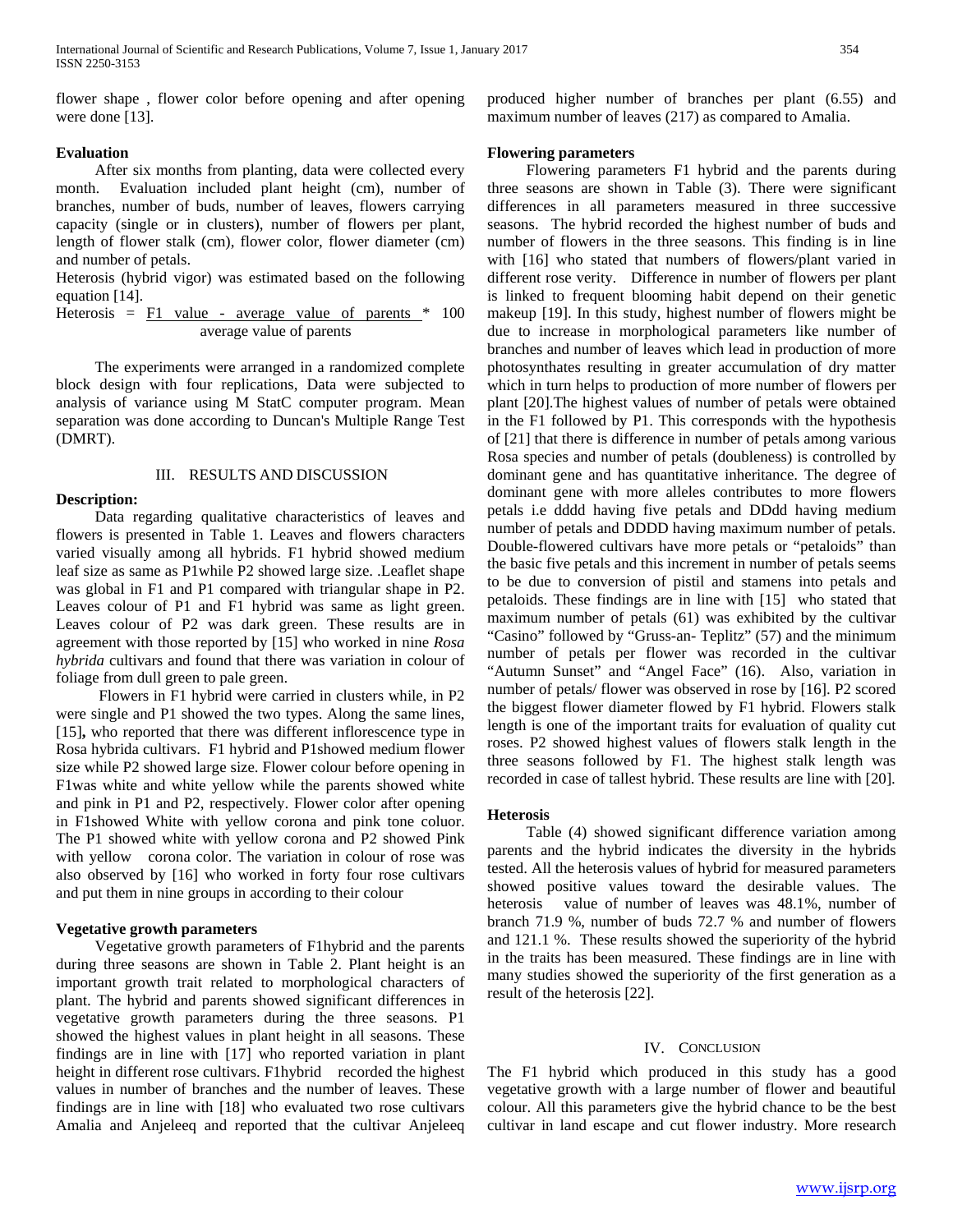flower shape , flower color before opening and after opening were done [13].

**Evaluation**

After six months from planting, data were collected every month. Evaluation included plant height (cm), number of branches, number of buds, number of leaves, flowers carrying capacity (single or in clusters), number of flowers per plant, length of flower stalk (cm), flower color, flower diameter (cm) and number of petals.

Heterosis (hybrid vigor) was estimated based on the following equation [14].

$$\text{Heterosis} = \frac{\text{F1 value - average value of parents}}{\text{average value of parents}} * 100$$

The experiments were arranged in a randomized complete block design with four replications, Data were subjected to analysis of variance using M StatC computer program. Mean separation was done according to Duncan's Multiple Range Test (DMRT).

## III. Results and Discussion

**Description:**

Data regarding qualitative characteristics of leaves and flowers is presented in Table 1. Leaves and flowers characters varied visually among all hybrids. F1 hybrid showed medium leaf size as same as P1while P2 showed large size. .Leaflet shape was global in F1 and P1 compared with triangular shape in P2. Leaves colour of P1 and F1 hybrid was same as light green. Leaves colour of P2 was dark green. These results are in agreement with those reported by [15] who worked in nine *Rosa hybrida* cultivars and found that there was variation in colour of foliage from dull green to pale green.

Flowers in F1 hybrid were carried in clusters while, in P2 were single and P1 showed the two types. Along the same lines, [15]**,** who reported that there was different inflorescence type in Rosa hybrida cultivars. F1 hybrid and P1showed medium flower size while P2 showed large size. Flower colour before opening in F1was white and white yellow while the parents showed white and pink in P1 and P2, respectively. Flower color after opening in F1showed White with yellow corona and pink tone coluor. The P1 showed white with yellow corona and P2 showed Pink with yellow corona color. The variation in colour of rose was also observed by [16] who worked in forty four rose cultivars and put them in nine groups in according to their colour

**Vegetative growth parameters**

Vegetative growth parameters of F1hybrid and the parents during three seasons are shown in Table 2. Plant height is an important growth trait related to morphological characters of plant. The hybrid and parents showed significant differences in vegetative growth parameters during the three seasons. P1 showed the highest values in plant height in all seasons. These findings are in line with [17] who reported variation in plant height in different rose cultivars. F1hybrid recorded the highest values in number of branches and the number of leaves. These findings are in line with [18] who evaluated two rose cultivars Amalia and Anjeleeq and reported that the cultivar Anjeleeq produced higher number of branches per plant (6.55) and maximum number of leaves (217) as compared to Amalia.

**Flowering parameters**

Flowering parameters F1 hybrid and the parents during three seasons are shown in Table (3). There were significant differences in all parameters measured in three successive seasons. The hybrid recorded the highest number of buds and number of flowers in the three seasons. This finding is in line with [16] who stated that numbers of flowers/plant varied in different rose verity. Difference in number of flowers per plant is linked to frequent blooming habit depend on their genetic makeup [19]. In this study, highest number of flowers might be due to increase in morphological parameters like number of branches and number of leaves which lead in production of more photosynthates resulting in greater accumulation of dry matter which in turn helps to production of more number of flowers per plant [20].The highest values of number of petals were obtained in the F1 followed by P1. This corresponds with the hypothesis of [21] that there is difference in number of petals among various Rosa species and number of petals (doubleness) is controlled by dominant gene and has quantitative inheritance. The degree of dominant gene with more alleles contributes to more flowers petals i.e dddd having five petals and DDdd having medium number of petals and DDDD having maximum number of petals. Double-flowered cultivars have more petals or "petaloids" than the basic five petals and this increment in number of petals seems to be due to conversion of pistil and stamens into petals and petaloids. These findings are in line with [15] who stated that maximum number of petals (61) was exhibited by the cultivar "Casino" followed by "Gruss-an- Teplitz" (57) and the minimum number of petals per flower was recorded in the cultivar "Autumn Sunset" and "Angel Face" (16). Also, variation in number of petals/ flower was observed in rose by [16]. P2 scored the biggest flower diameter flowed by F1 hybrid. Flowers stalk length is one of the important traits for evaluation of quality cut roses. P2 showed highest values of flowers stalk length in the three seasons followed by F1. The highest stalk length was recorded in case of tallest hybrid. These results are line with [20].

**Heterosis**

Table (4) showed significant difference variation among parents and the hybrid indicates the diversity in the hybrids tested. All the heterosis values of hybrid for measured parameters showed positive values toward the desirable values. The heterosis value of number of leaves was 48.1%, number of branch 71.9 %, number of buds 72.7 % and number of flowers and 121.1 %. These results showed the superiority of the hybrid in the traits has been measured. These findings are in line with many studies showed the superiority of the first generation as a result of the heterosis [22].

## IV. Conclusion

The F1 hybrid which produced in this study has a good vegetative growth with a large number of flower and beautiful colour. All this parameters give the hybrid chance to be the best cultivar in land escape and cut flower industry. More research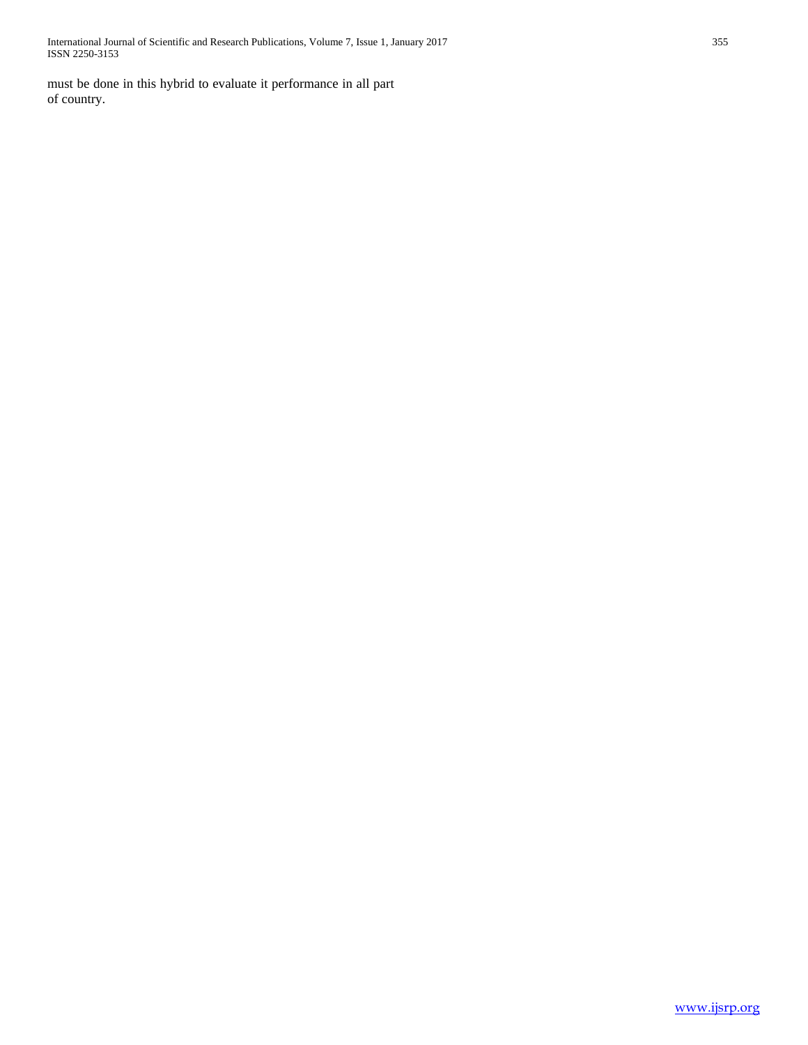must be done in this hybrid to evaluate it performance in all part of country.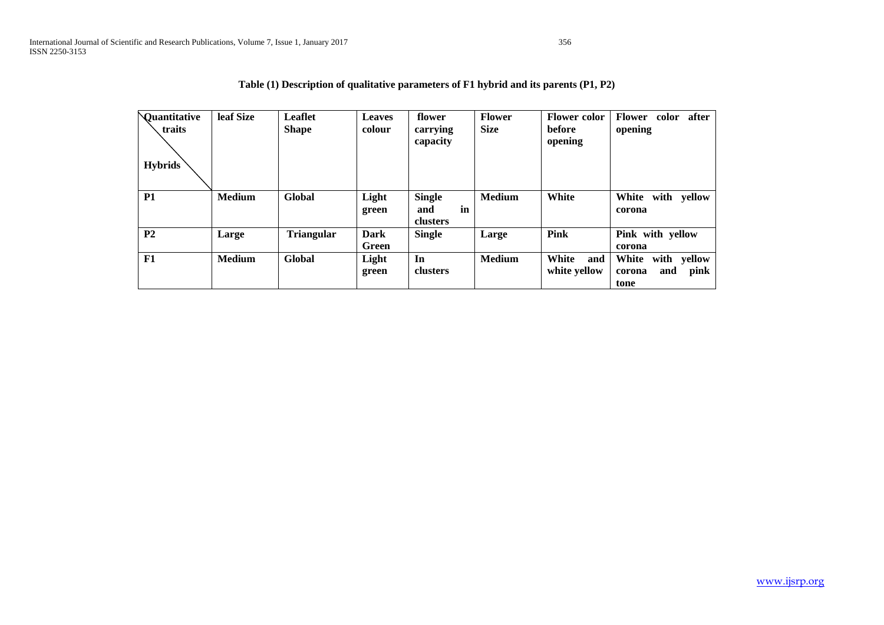**Table (1) Description of qualitative parameters of F1 hybrid and its parents (P1, P2)**

| Quantitative traits / Hybrids | leaf Size | Leaflet Shape | Leaves colour | flower carrying capacity | Flower Size | Flower color before opening | Flower color after opening |
|---|---|---|---|---|---|---|---|
| **P1** | **Medium** | **Global** | **Light green** | **Single and in clusters** | **Medium** | **White** | **White with yellow corona** |
| **P2** | **Large** | **Triangular** | **Dark Green** | **Single** | **Large** | **Pink** | **Pink with yellow corona** |
| **F1** | **Medium** | **Global** | **Light green** | **In clusters** | **Medium** | **White and white yellow** | **White with yellow corona and pink tone** |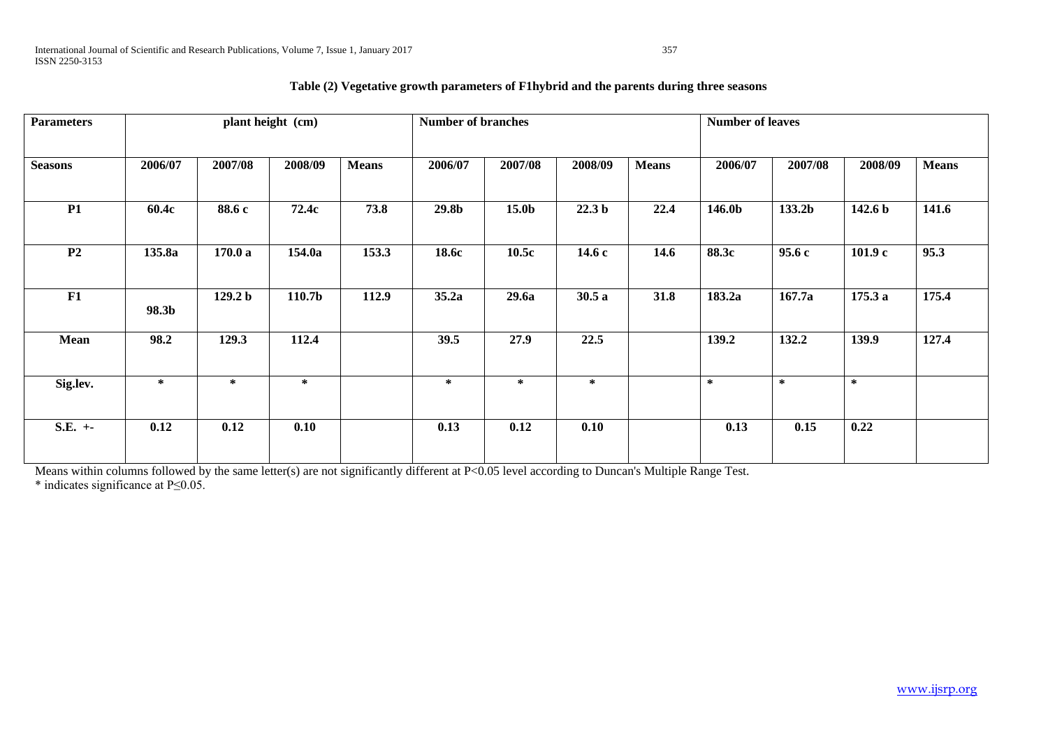**Table (2) Vegetative growth parameters of F1hybrid and the parents during three seasons**

| Parameters | plant height (cm) | | | | Number of branches | | | | Number of leaves | | | |
|---|---|---|---|---|---|---|---|---|---|---|---|---|
| Seasons | 2006/07 | 2007/08 | 2008/09 | Means | 2006/07 | 2007/08 | 2008/09 | Means | 2006/07 | 2007/08 | 2008/09 | Means |
| P1 | 60.4c | 88.6 c | 72.4c | 73.8 | 29.8b | 15.0b | 22.3 b | 22.4 | 146.0b | 133.2b | 142.6 b | 141.6 |
| P2 | 135.8a | 170.0 a | 154.0a | 153.3 | 18.6c | 10.5c | 14.6 c | 14.6 | 88.3c | 95.6 c | 101.9 c | 95.3 |
| F1 | 98.3b | 129.2 b | 110.7b | 112.9 | 35.2a | 29.6a | 30.5 a | 31.8 | 183.2a | 167.7a | 175.3 a | 175.4 |
| Mean | 98.2 | 129.3 | 112.4 | | 39.5 | 27.9 | 22.5 | | 139.2 | 132.2 | 139.9 | 127.4 |
| Sig.lev. | * | * | * | | * | * | * | | * | * | * | |
| S.E. +- | 0.12 | 0.12 | 0.10 | | 0.13 | 0.12 | 0.10 | | 0.13 | 0.15 | 0.22 | |

Means within columns followed by the same letter(s) are not significantly different at $P<0.05$ level according to Duncan's Multiple Range Test.

* indicates significance at $P \leq 0.05$.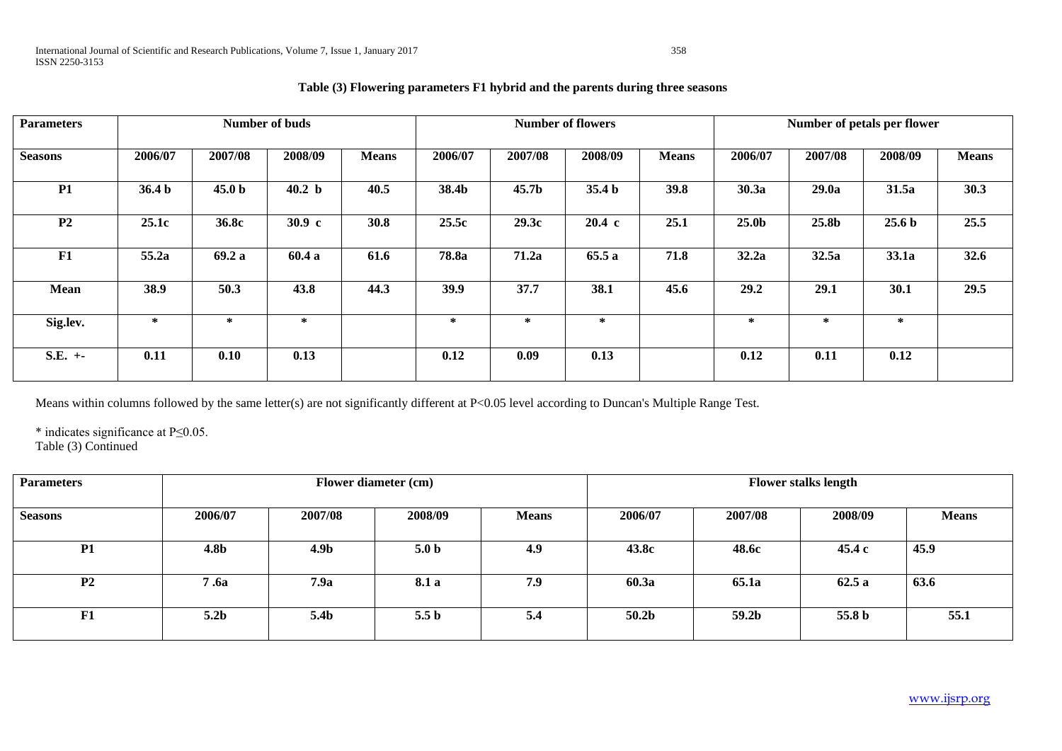**Table (3) Flowering parameters F1 hybrid and the parents during three seasons**

| Parameters | Number of buds | | | | Number of flowers | | | | Number of petals per flower | | | |
|---|---|---|---|---|---|---|---|---|---|---|---|---|
| Seasons | 2006/07 | 2007/08 | 2008/09 | Means | 2006/07 | 2007/08 | 2008/09 | Means | 2006/07 | 2007/08 | 2008/09 | Means |
| P1 | 36.4 b | 45.0 b | 40.2 b | 40.5 | 38.4b | 45.7b | 35.4 b | 39.8 | 30.3a | 29.0a | 31.5a | 30.3 |
| P2 | 25.1c | 36.8c | 30.9 c | 30.8 | 25.5c | 29.3c | 20.4 c | 25.1 | 25.0b | 25.8b | 25.6 b | 25.5 |
| F1 | 55.2a | 69.2 a | 60.4 a | 61.6 | 78.8a | 71.2a | 65.5 a | 71.8 | 32.2a | 32.5a | 33.1a | 32.6 |
| Mean | 38.9 | 50.3 | 43.8 | 44.3 | 39.9 | 37.7 | 38.1 | 45.6 | 29.2 | 29.1 | 30.1 | 29.5 |
| Sig.lev. | * | * | * | | * | * | * | | * | * | * | |
| S.E. +- | 0.11 | 0.10 | 0.13 | | 0.12 | 0.09 | 0.13 | | 0.12 | 0.11 | 0.12 | |

Means within columns followed by the same letter(s) are not significantly different at P<0.05 level according to Duncan's Multiple Range Test.

* indicates significance at P≤0.05.

Table (3) Continued

| Parameters | Flower diameter (cm) | | | | Flower stalks length | | | |
|---|---|---|---|---|---|---|---|---|
| Seasons | 2006/07 | 2007/08 | 2008/09 | Means | 2006/07 | 2007/08 | 2008/09 | Means |
| P1 | 4.8b | 4.9b | 5.0 b | 4.9 | 43.8c | 48.6c | 45.4 c | 45.9 |
| P2 | 7 .6a | 7.9a | 8.1 a | 7.9 | 60.3a | 65.1a | 62.5 a | 63.6 |
| F1 | 5.2b | 5.4b | 5.5 b | 5.4 | 50.2b | 59.2b | 55.8 b | 55.1 |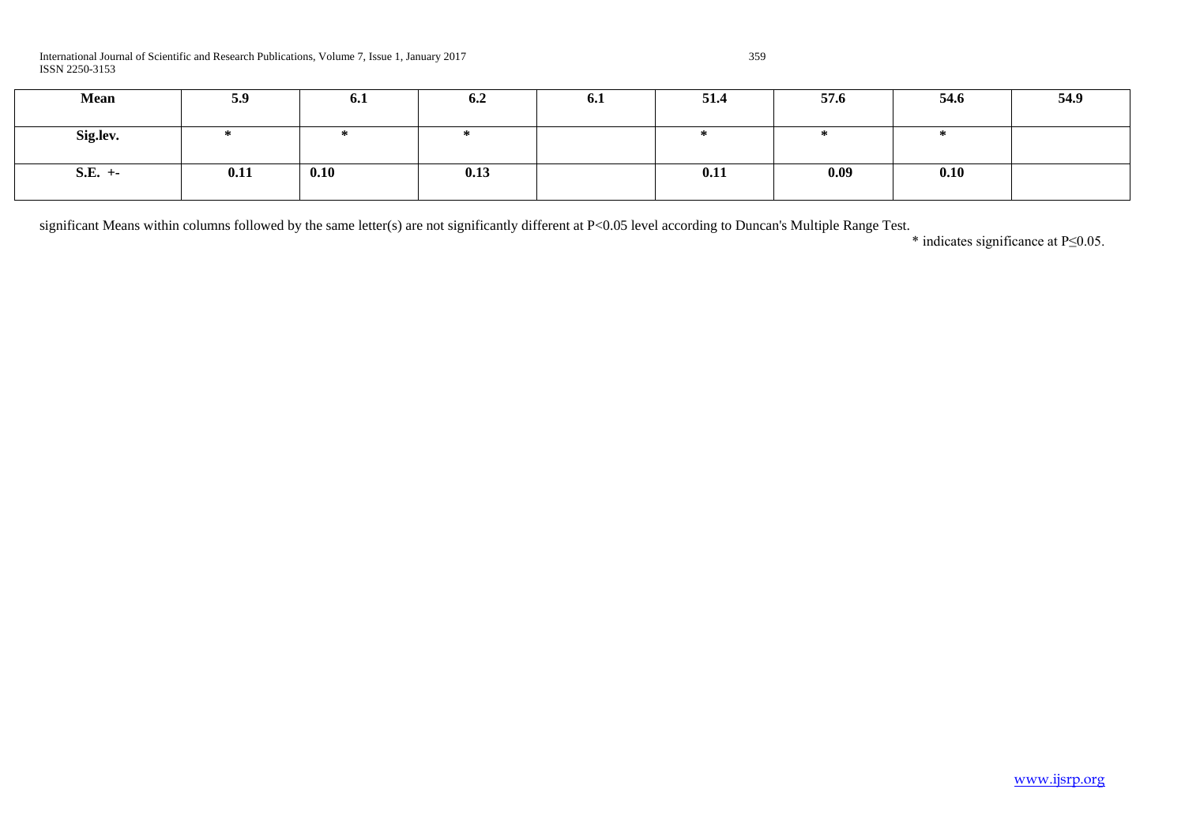| Mean | 5.9 | 6.1 | 6.2 | 6.1 | 51.4 | 57.6 | 54.6 | 54.9 |
|---|---|---|---|---|---|---|---|---|
| Sig.lev. | * | * | * | | * | * | * | |
| S.E. +- | 0.11 | 0.10 | 0.13 | | 0.11 | 0.09 | 0.10 | |

significant Means within columns followed by the same letter(s) are not significantly different at P<0.05 level according to Duncan's Multiple Range Test.

* indicates significance at P≤0.05.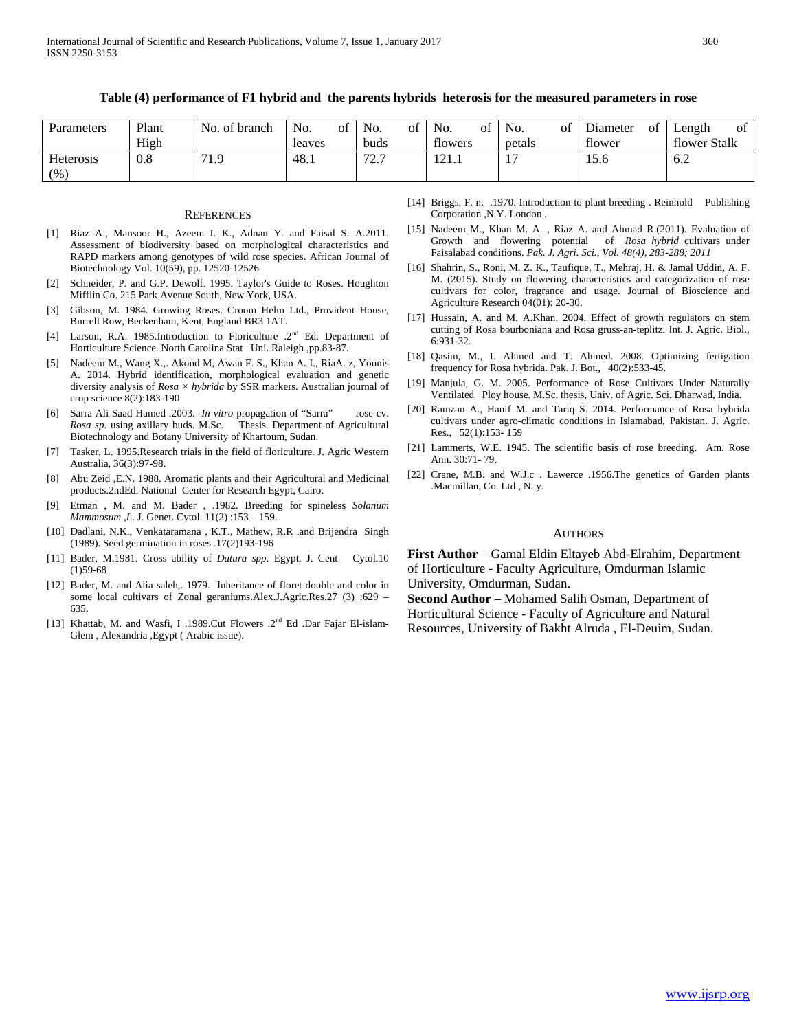**Table (4) performance of F1 hybrid and the parents hybrids heterosis for the measured parameters in rose**

| Parameters | Plant High | No. of branch | No. of leaves | No. of buds | No. of flowers | No. of petals | Diameter of flower | Length of flower Stalk |
|---|---|---|---|---|---|---|---|---|
| Heterosis (%) | 0.8 | 71.9 | 48.1 | 72.7 | 121.1 | 17 | 15.6 | 6.2 |

## REFERENCES

[1] Riaz A., Mansoor H., Azeem I. K., Adnan Y. and Faisal S. A.2011. Assessment of biodiversity based on morphological characteristics and RAPD markers among genotypes of wild rose species. African Journal of Biotechnology Vol. 10(59), pp. 12520-12526

[2] Schneider, P. and G.P. Dewolf. 1995. Taylor's Guide to Roses. Houghton Mifflin Co. 215 Park Avenue South, New York, USA.

[3] Gibson, M. 1984. Growing Roses. Croom Helm Ltd., Provident House, Burrell Row, Beckenham, Kent, England BR3 1AT.

[4] Larson, R.A. 1985.Introduction to Floriculture .2nd Ed. Department of Horticulture Science. North Carolina Stat Uni. Raleigh ,pp.83-87.

[5] Nadeem M., Wang X.,. Akond M, Awan F. S., Khan A. I., RiaA. z, Younis A. 2014. Hybrid identification, morphological evaluation and genetic diversity analysis of *Rosa × hybrida* by SSR markers. Australian journal of crop science 8(2):183-190

[6] Sarra Ali Saad Hamed .2003. *In vitro* propagation of "Sarra" rose cv. *Rosa sp*. using axillary buds. M.Sc. Thesis. Department of Agricultural Biotechnology and Botany University of Khartoum, Sudan.

[7] Tasker, L. 1995.Research trials in the field of floriculture. J. Agric Western Australia, 36(3):97-98.

[8] Abu Zeid ,E.N. 1988. Aromatic plants and their Agricultural and Medicinal products.2ndEd. National Center for Research Egypt, Cairo.

[9] Etman , M. and M. Bader , .1982. Breeding for spineless *Solanum Mammosum ,L.* J. Genet. Cytol. 11(2) :153 – 159.

[10] Dadlani, N.K., Venkataramana , K.T., Mathew, R.R .and Brijendra Singh (1989). Seed germination in roses .17(2)193-196

[11] Bader, M.1981. Cross ability of *Datura spp.* Egypt. J. Cent Cytol.10 (1)59-68

[12] Bader, M. and Alia saleh,. 1979. Inheritance of floret double and color in some local cultivars of Zonal geraniums.Alex.J.Agric.Res.27 (3) :629 – 635.

[13] Khattab, M. and Wasfi, I .1989.Cut Flowers .2nd Ed .Dar Fajar El-islam-Glem , Alexandria ,Egypt ( Arabic issue).

[14] Briggs, F. n. .1970. Introduction to plant breeding . Reinhold Publishing Corporation ,N.Y. London .

[15] Nadeem M., Khan M. A. , Riaz A. and Ahmad R.(2011). Evaluation of Growth and flowering potential of *Rosa hybrid* cultivars under Faisalabad conditions. *Pak. J. Agri. Sci., Vol. 48(4), 283-288; 2011*

[16] Shahrin, S., Roni, M. Z. K., Taufique, T., Mehraj, H. & Jamal Uddin, A. F. M. (2015). Study on flowering characteristics and categorization of rose cultivars for color, fragrance and usage. Journal of Bioscience and Agriculture Research 04(01): 20-30.

[17] Hussain, A. and M. A.Khan. 2004. Effect of growth regulators on stem cutting of Rosa bourboniana and Rosa gruss-an-teplitz. Int. J. Agric. Biol., 6:931-32.

[18] Qasim, M., I. Ahmed and T. Ahmed. 2008. Optimizing fertigation frequency for Rosa hybrida. Pak. J. Bot., 40(2):533-45.

[19] Manjula, G. M. 2005. Performance of Rose Cultivars Under Naturally Ventilated Ploy house. M.Sc. thesis, Univ. of Agric. Sci. Dharwad, India.

[20] Ramzan A., Hanif M. and Tariq S. 2014. Performance of Rosa hybrida cultivars under agro-climatic conditions in Islamabad, Pakistan. J. Agric. Res., 52(1):153- 159

[21] Lammerts, W.E. 1945. The scientific basis of rose breeding. Am. Rose Ann. 30:71- 79.

[22] Crane, M.B. and W.J.c . Lawerce .1956.The genetics of Garden plants .Macmillan, Co. Ltd., N. y.

## AUTHORS

**First Author** – Gamal Eldin Eltayeb Abd-Elrahim, Department of Horticulture - Faculty Agriculture, Omdurman Islamic University, Omdurman, Sudan.

**Second Author** – Mohamed Salih Osman, Department of Horticultural Science - Faculty of Agriculture and Natural Resources, University of Bakht Alruda , El-Deuim, Sudan.